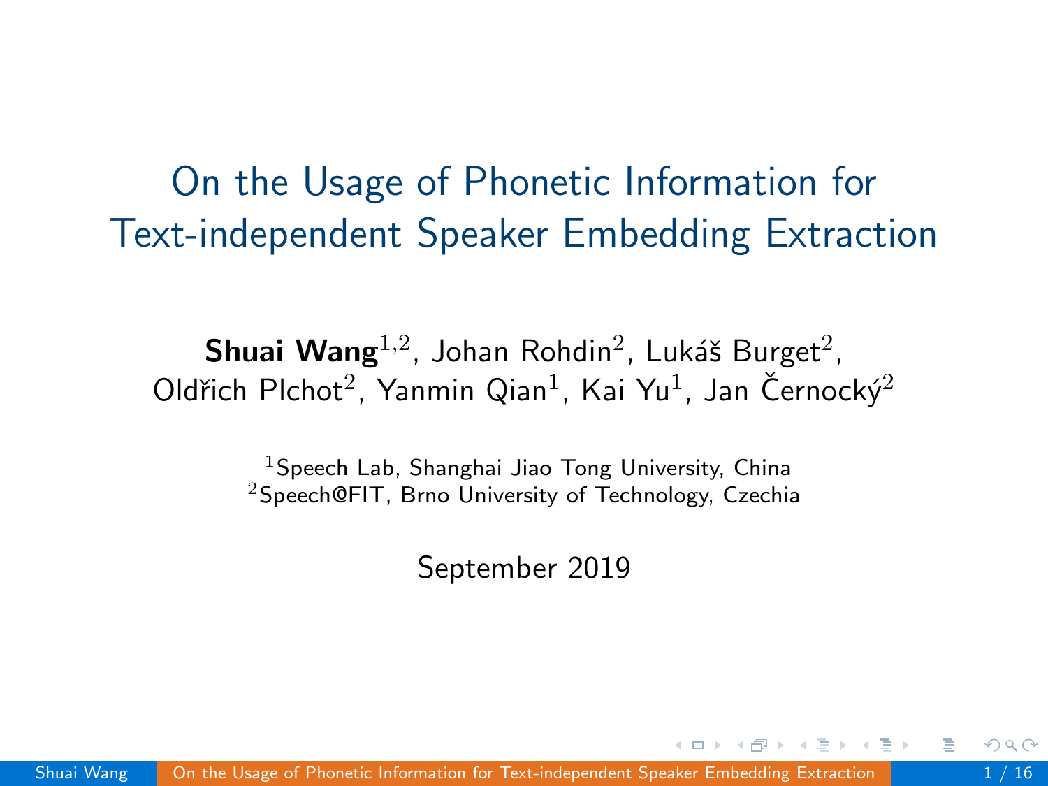# On the Usage of Phonetic Information for Text-independent Speaker Embedding Extraction

**Shuai Wang**[1,2], Johan Rohdin[2], Lukáš Burget[2], Oldřich Plchot[2], Yanmin Qian[1], Kai Yu[1], Jan Černocký[2]

[1]Speech Lab, Shanghai Jiao Tong University, China
[2]Speech@FIT, Brno University of Technology, Czechia

September 2019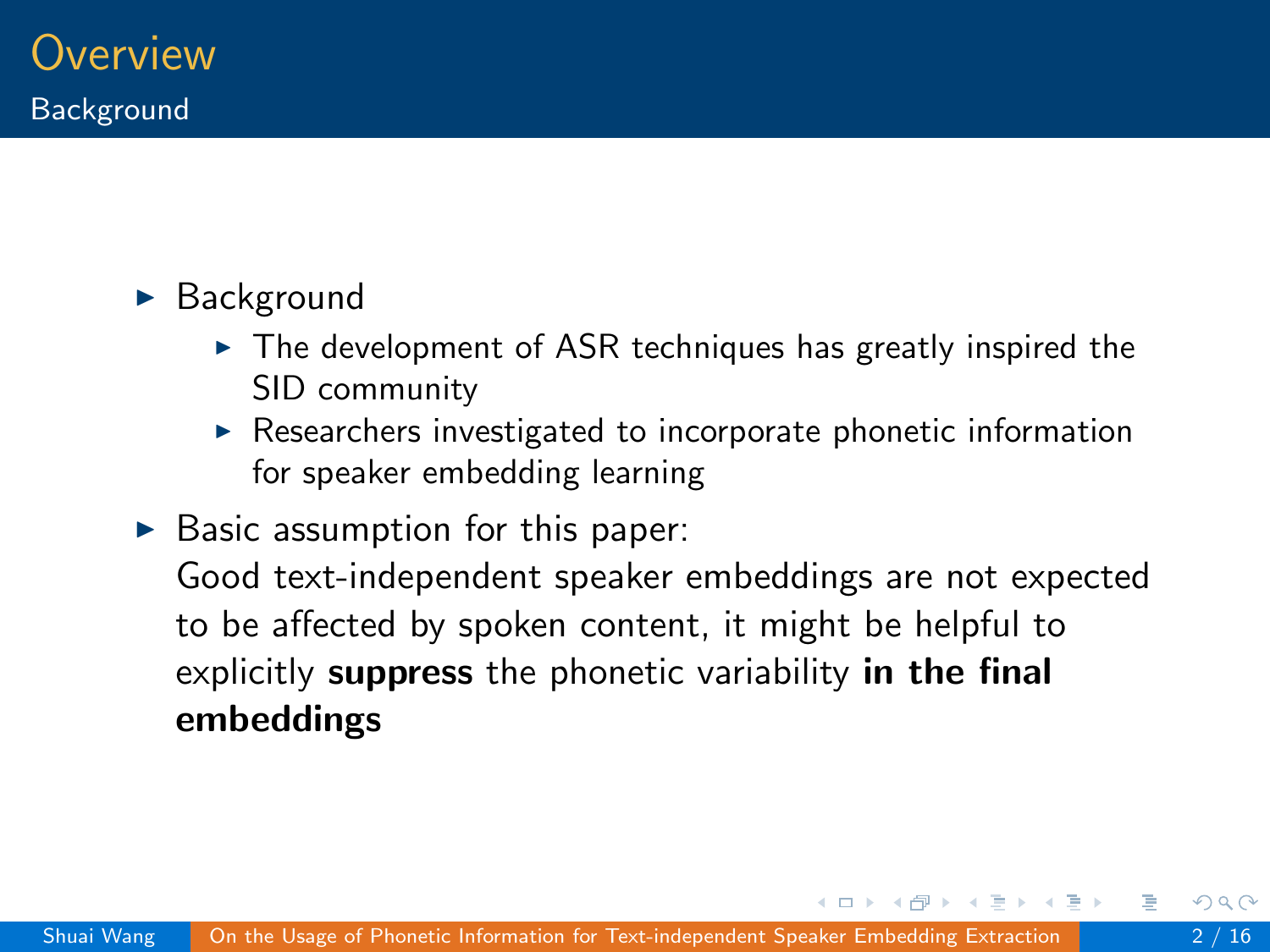# Overview

## Background

- Background
  - The development of ASR techniques has greatly inspired the SID community
  - Researchers investigated to incorporate phonetic information for speaker embedding learning
- Basic assumption for this paper:
  Good text-independent speaker embeddings are not expected to be affected by spoken content, it might be helpful to explicitly **suppress** the phonetic variability **in the final embeddings**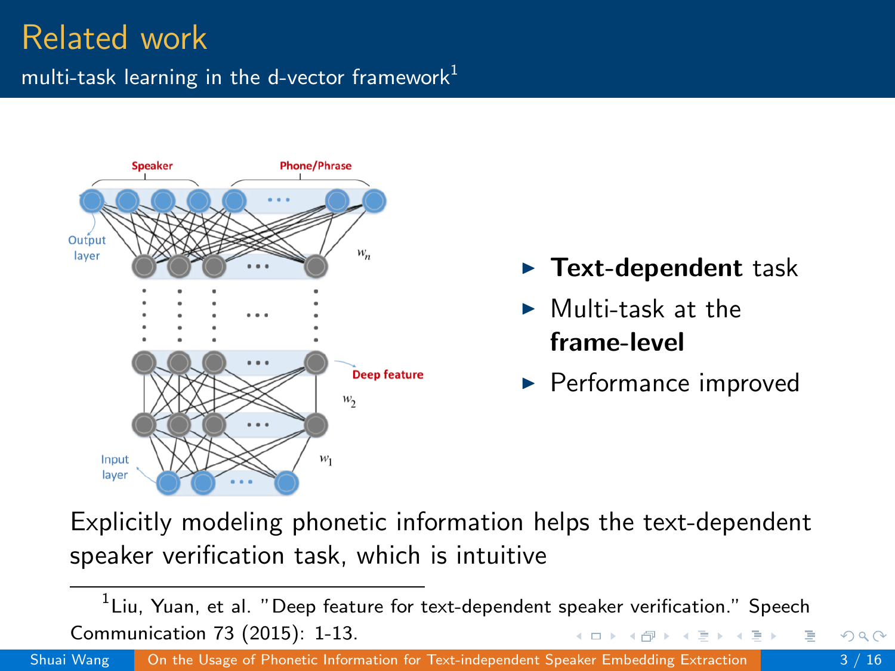# Related work

## multi-task learning in the d-vector framework[1]

- **Text-dependent** task
- Multi-task at the **frame-level**
- Performance improved

Explicitly modeling phonetic information helps the text-dependent speaker verification task, which is intuitive

[1] Liu, Yuan, et al. "Deep feature for text-dependent speaker verification." Speech Communication 73 (2015): 1-13.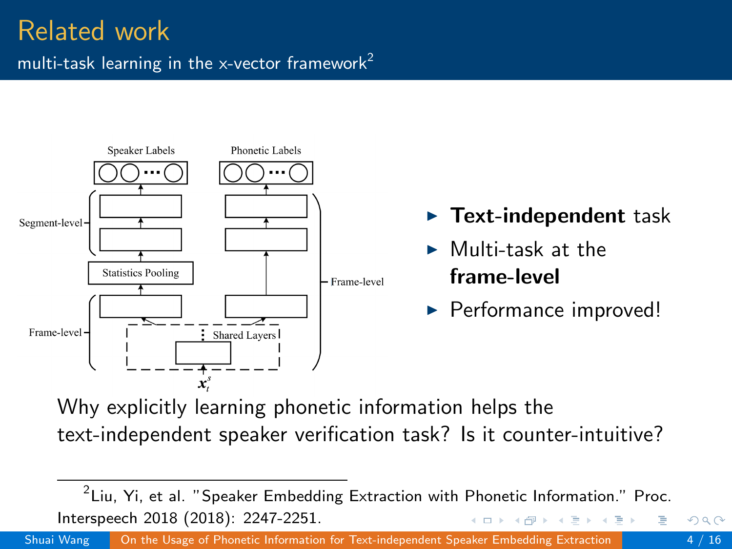# Related work

## multi-task learning in the x-vector framework[2]

- **Text-independent** task
- Multi-task at the **frame-level**
- Performance improved!

Why explicitly learning phonetic information helps the text-independent speaker verification task? Is it counter-intuitive?

[2] Liu, Yi, et al. "Speaker Embedding Extraction with Phonetic Information." Proc. Interspeech 2018 (2018): 2247-2251.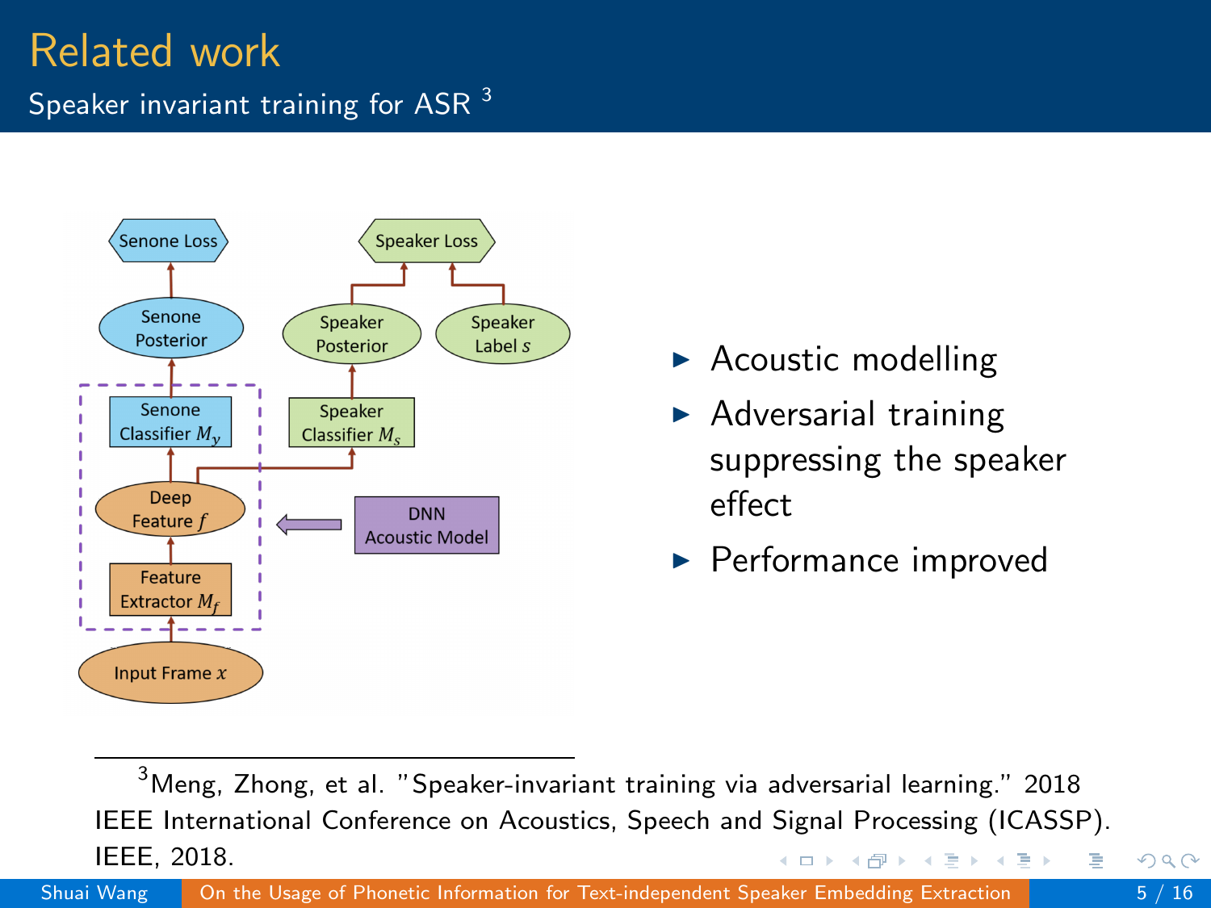# Related work

## Speaker invariant training for ASR [3]

- Acoustic modelling
- Adversarial training suppressing the speaker effect
- Performance improved

[3] Meng, Zhong, et al. "Speaker-invariant training via adversarial learning." 2018 IEEE International Conference on Acoustics, Speech and Signal Processing (ICASSP). IEEE, 2018.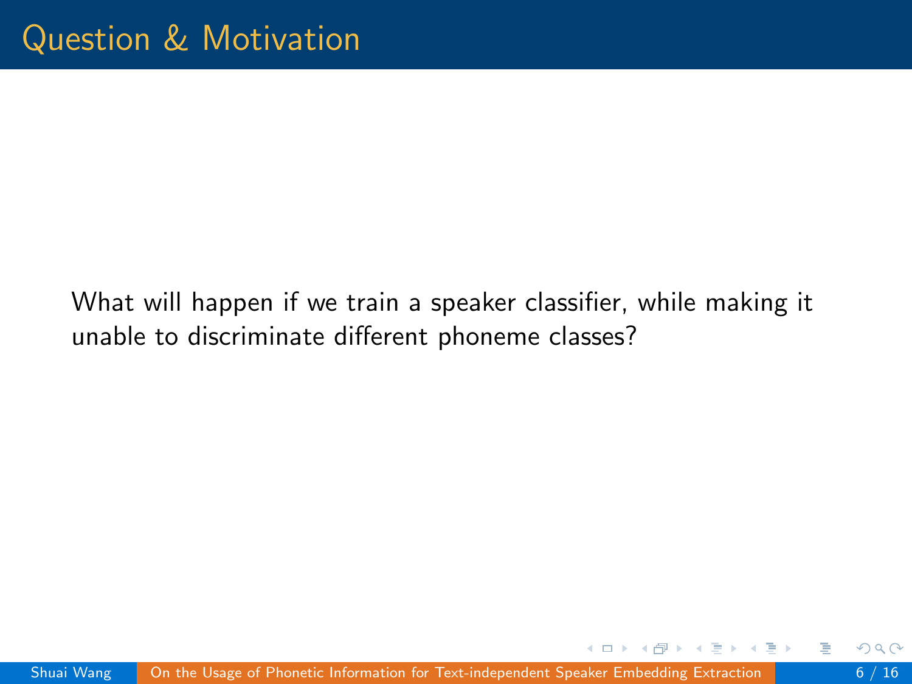# Question & Motivation

What will happen if we train a speaker classifier, while making it unable to discriminate different phoneme classes?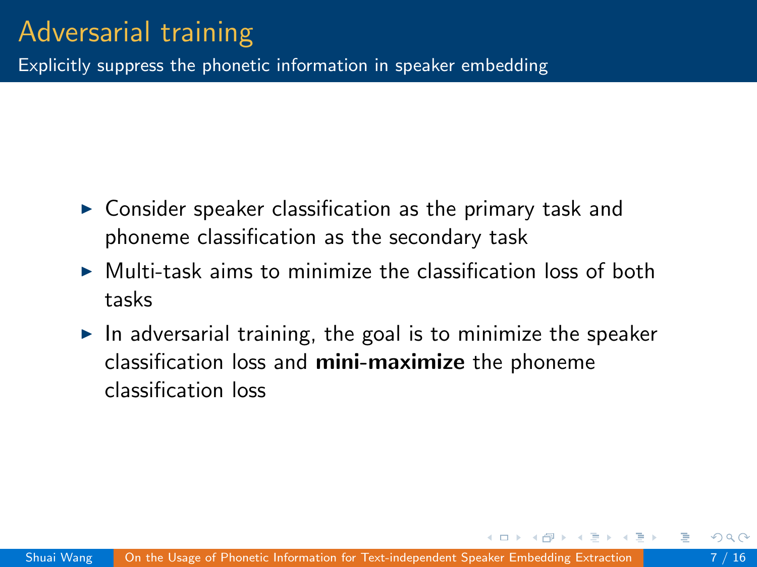# Adversarial training

## Explicitly suppress the phonetic information in speaker embedding

- Consider speaker classification as the primary task and phoneme classification as the secondary task
- Multi-task aims to minimize the classification loss of both tasks
- In adversarial training, the goal is to minimize the speaker classification loss and **mini-maximize** the phoneme classification loss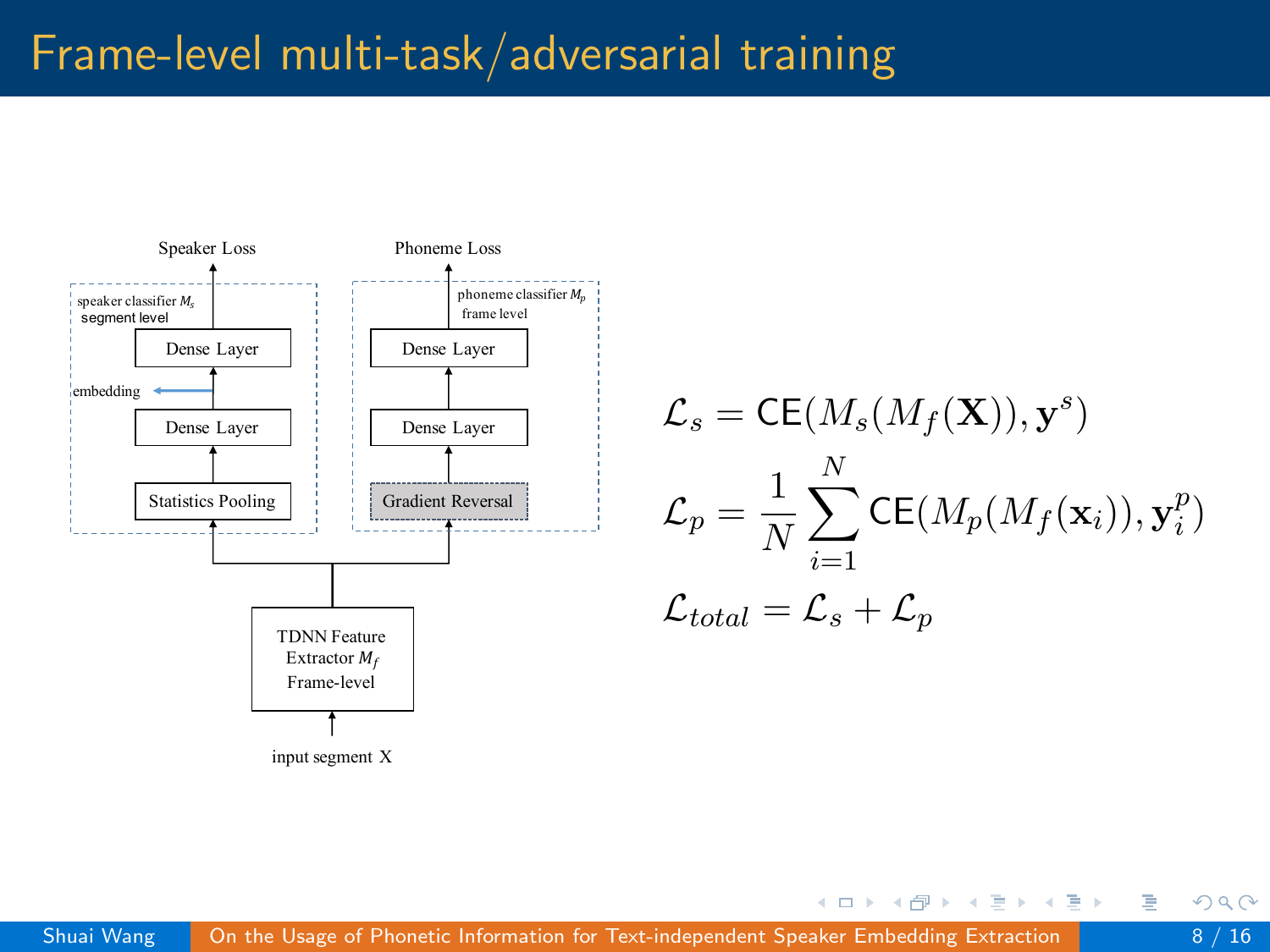# Frame-level multi-task/adversarial training

Speaker Loss

speaker classifier $M_s$
segment level

Dense Layer

embedding

Dense Layer

Statistics Pooling

Phoneme Loss

phoneme classifier $M_p$
frame level

Dense Layer

Dense Layer

Gradient Reversal

TDNN Feature Extractor $M_f$
Frame-level

input segment X

$$\mathcal{L}_s = \mathsf{CE}(M_s(M_f(\mathbf{X})), \mathbf{y}^s)$$

$$\mathcal{L}_p = \frac{1}{N}\sum_{i=1}^{N} \mathsf{CE}(M_p(M_f(\mathbf{x}_i)), \mathbf{y}_i^p)$$

$$\mathcal{L}_{total} = \mathcal{L}_s + \mathcal{L}_p$$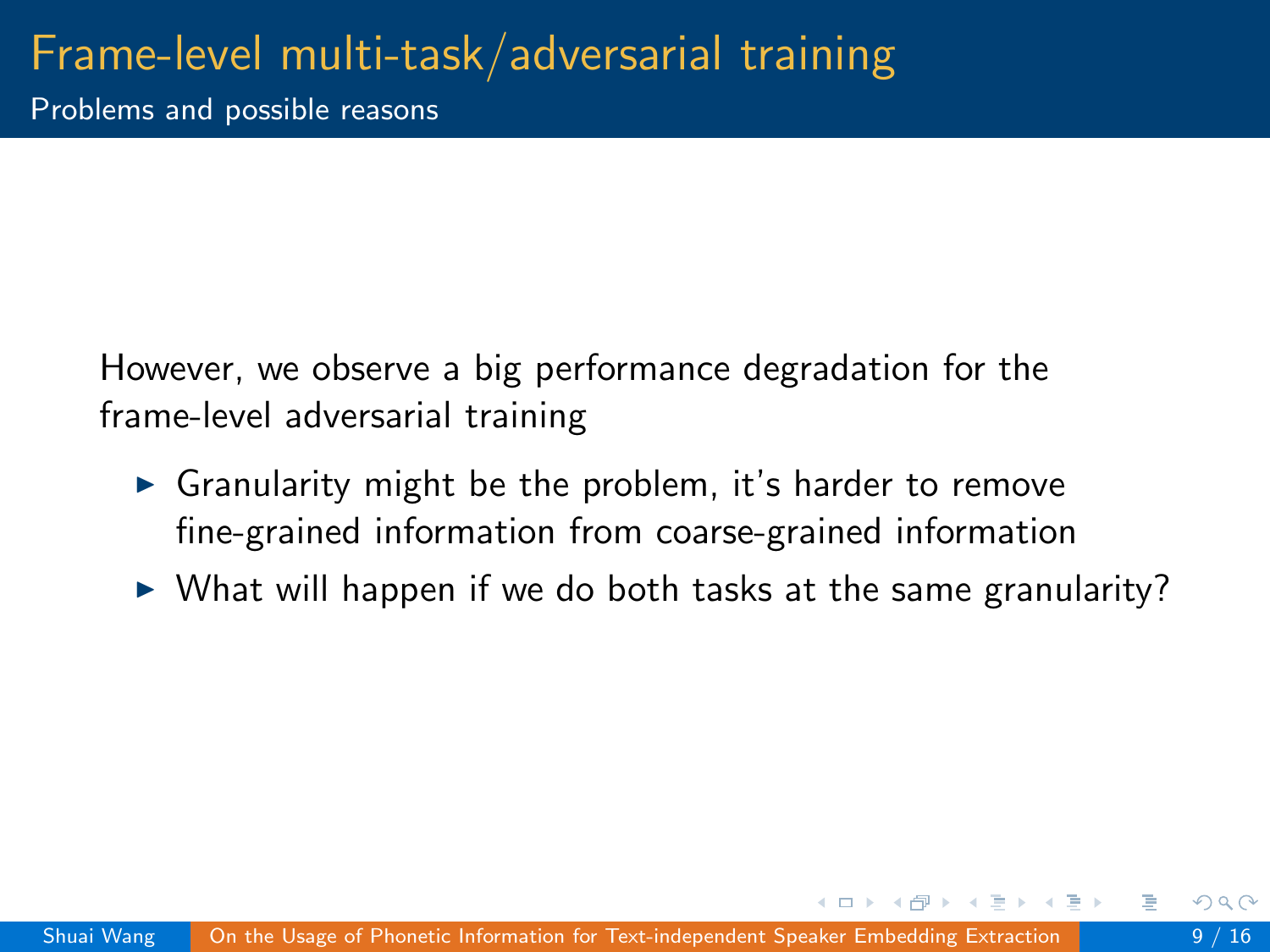# Frame-level multi-task/adversarial training

## Problems and possible reasons

However, we observe a big performance degradation for the frame-level adversarial training

- Granularity might be the problem, it's harder to remove fine-grained information from coarse-grained information
- What will happen if we do both tasks at the same granularity?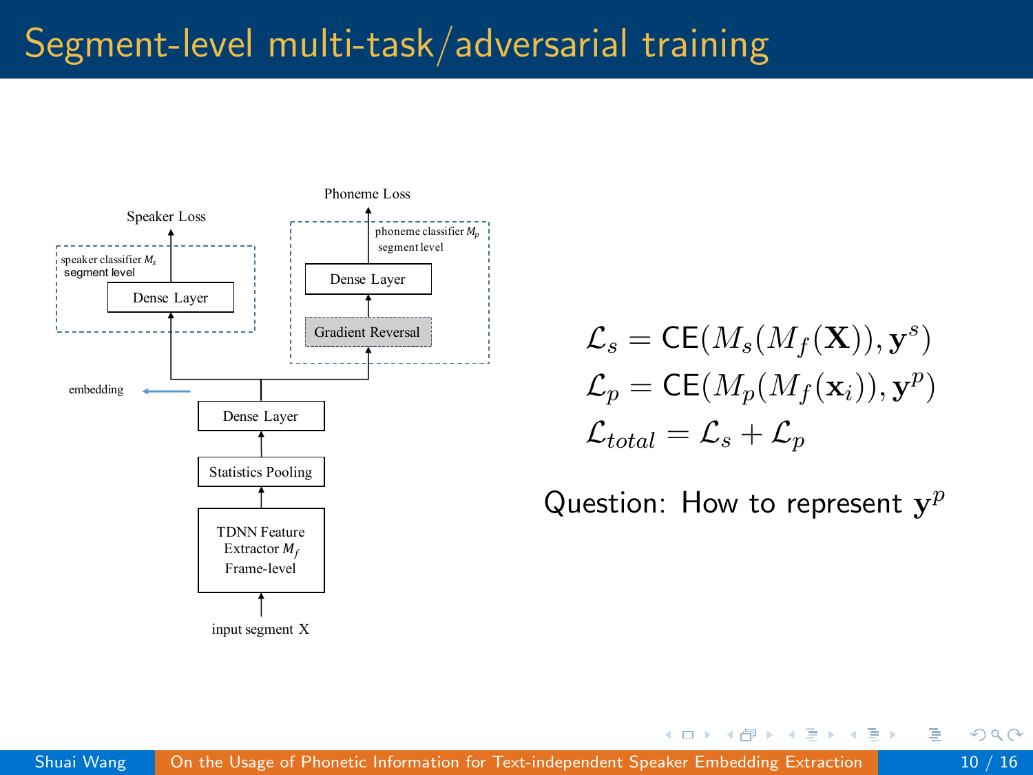# Segment-level multi-task/adversarial training

Speaker Loss

speaker classifier $M_s$
segment level

Dense Layer

Phoneme Loss

phoneme classifier $M_p$
segment level

Dense Layer

Gradient Reversal

embedding

Dense Layer

Statistics Pooling

TDNN Feature Extractor $M_f$
Frame-level

input segment X

$$\mathcal{L}_s = \mathsf{CE}(M_s(M_f(\mathbf{X})), \mathbf{y}^s)$$

$$\mathcal{L}_p = \mathsf{CE}(M_p(M_f(\mathbf{x}_i)), \mathbf{y}^p)$$

$$\mathcal{L}_{total} = \mathcal{L}_s + \mathcal{L}_p$$

Question: How to represent $\mathbf{y}^p$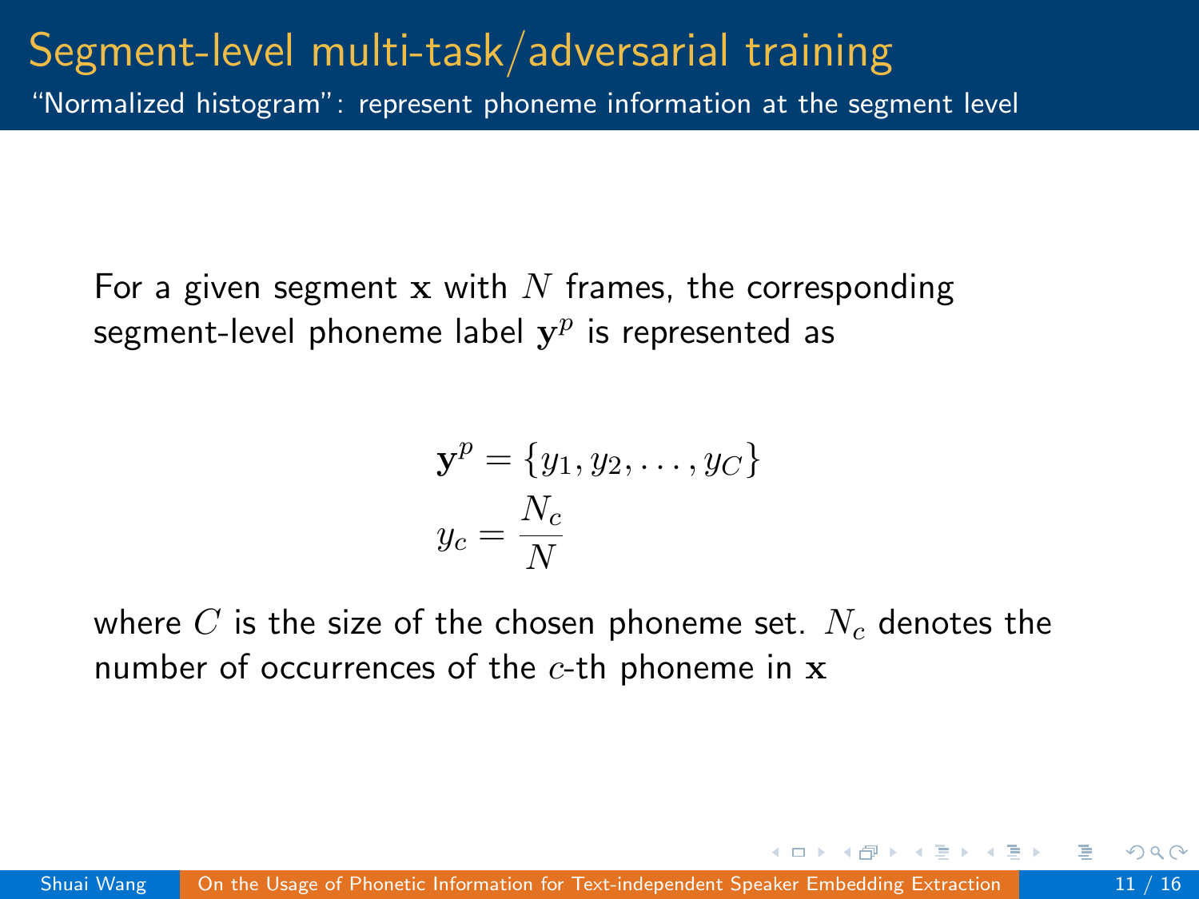# Segment-level multi-task/adversarial training

"Normalized histogram": represent phoneme information at the segment level

For a given segment $\mathbf{x}$ with $N$ frames, the corresponding segment-level phoneme label $\mathbf{y}^p$ is represented as

$$
\mathbf{y}^p = \{y_1, y_2, \ldots, y_C\}
$$

$$
y_c = \frac{N_c}{N}
$$

where $C$ is the size of the chosen phoneme set. $N_c$ denotes the number of occurrences of the $c$-th phoneme in $\mathbf{x}$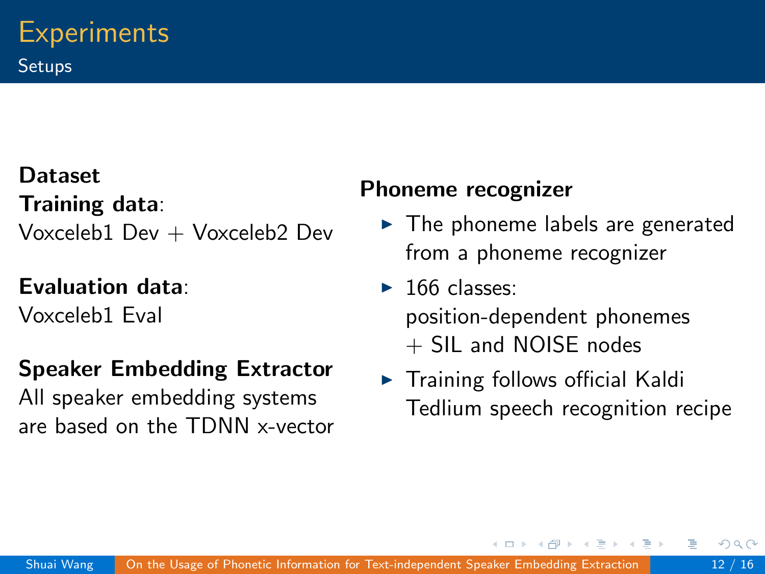# Experiments

## Setups

**Dataset**

**Training data**:
Voxceleb1 Dev + Voxceleb2 Dev

**Evaluation data**:
Voxceleb1 Eval

**Speaker Embedding Extractor**
All speaker embedding systems are based on the TDNN x-vector

**Phoneme recognizer**

- The phoneme labels are generated from a phoneme recognizer
- 166 classes:
  position-dependent phonemes
  + SIL and NOISE nodes
- Training follows official Kaldi Tedlium speech recognition recipe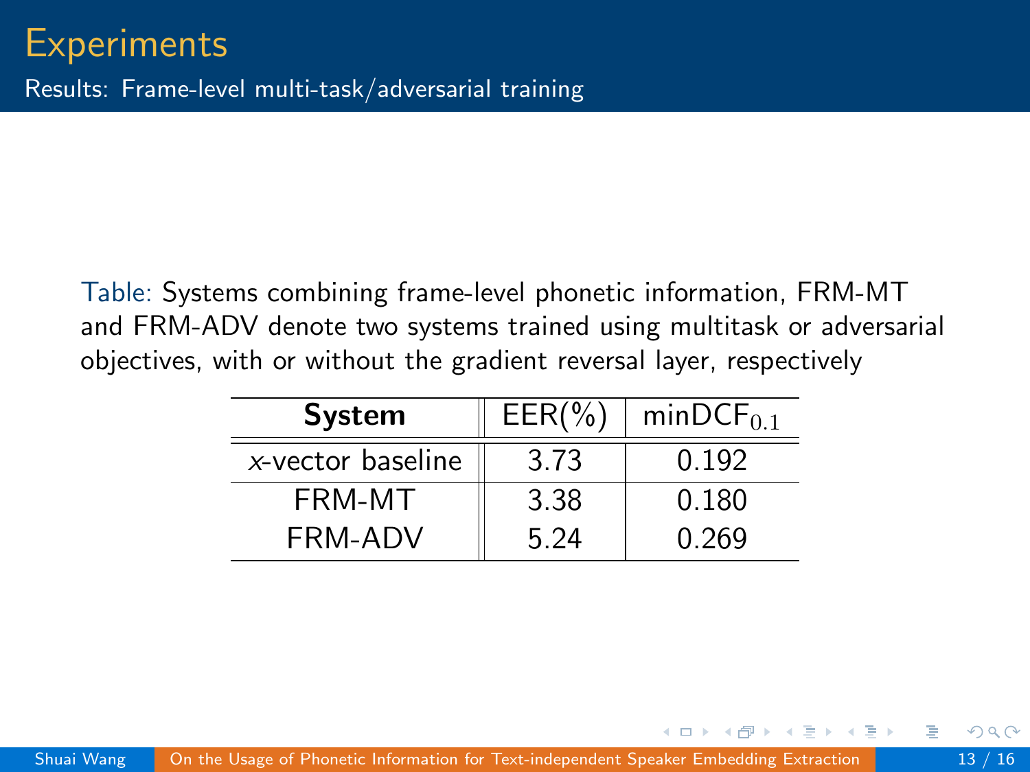# Experiments

## Results: Frame-level multi-task/adversarial training

Table: Systems combining frame-level phonetic information, FRM-MT and FRM-ADV denote two systems trained using multitask or adversarial objectives, with or without the gradient reversal layer, respectively

| **System** | EER(%) | minDCF$_{0.1}$ |
|---|---|---|
| *x*-vector baseline | 3.73 | 0.192 |
| FRM-MT | 3.38 | 0.180 |
| FRM-ADV | 5.24 | 0.269 |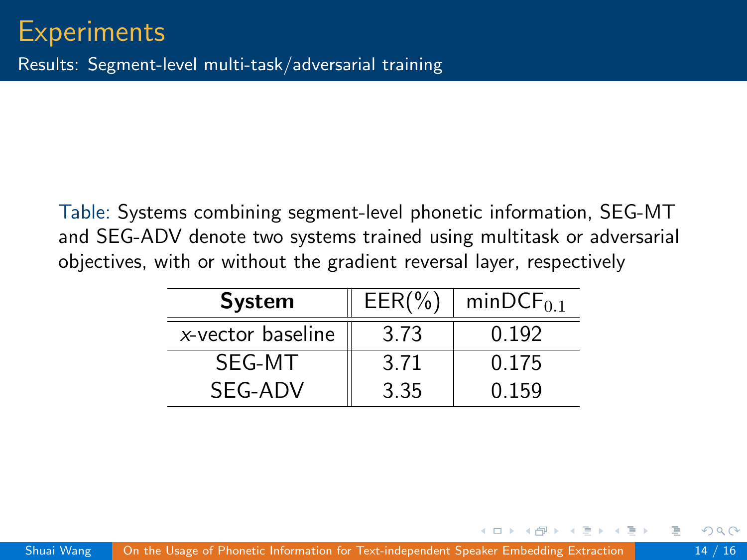# Experiments

## Results: Segment-level multi-task/adversarial training

Table: Systems combining segment-level phonetic information, SEG-MT and SEG-ADV denote two systems trained using multitask or adversarial objectives, with or without the gradient reversal layer, respectively

| **System** | EER(%) | minDCF$_{0.1}$ |
|---|---|---|
| *x*-vector baseline | 3.73 | 0.192 |
| SEG-MT | 3.71 | 0.175 |
| SEG-ADV | 3.35 | 0.159 |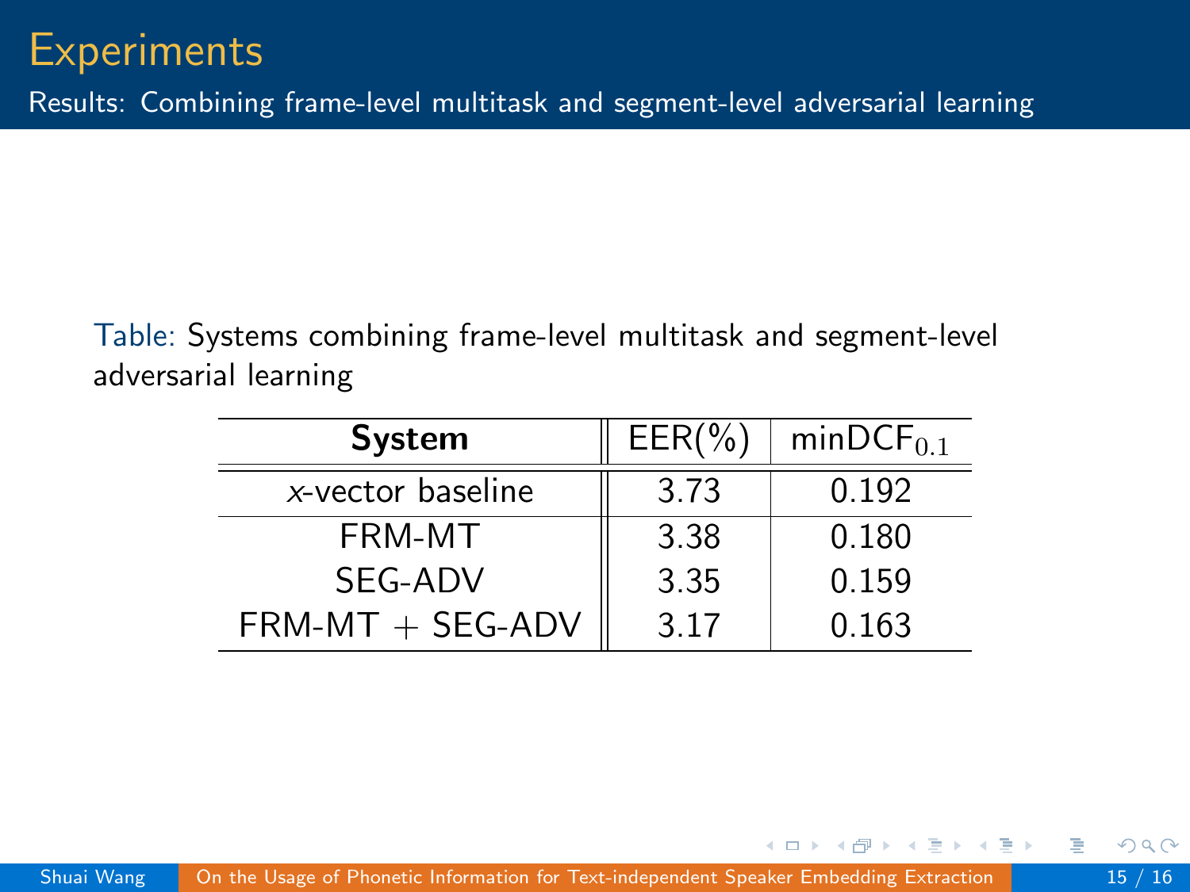# Experiments

## Results: Combining frame-level multitask and segment-level adversarial learning

Table: Systems combining frame-level multitask and segment-level adversarial learning

| **System** | EER(%) | minDCF$_{0.1}$ |
|---|---|---|
| *x*-vector baseline | 3.73 | 0.192 |
| FRM-MT | 3.38 | 0.180 |
| SEG-ADV | 3.35 | 0.159 |
| FRM-MT + SEG-ADV | 3.17 | 0.163 |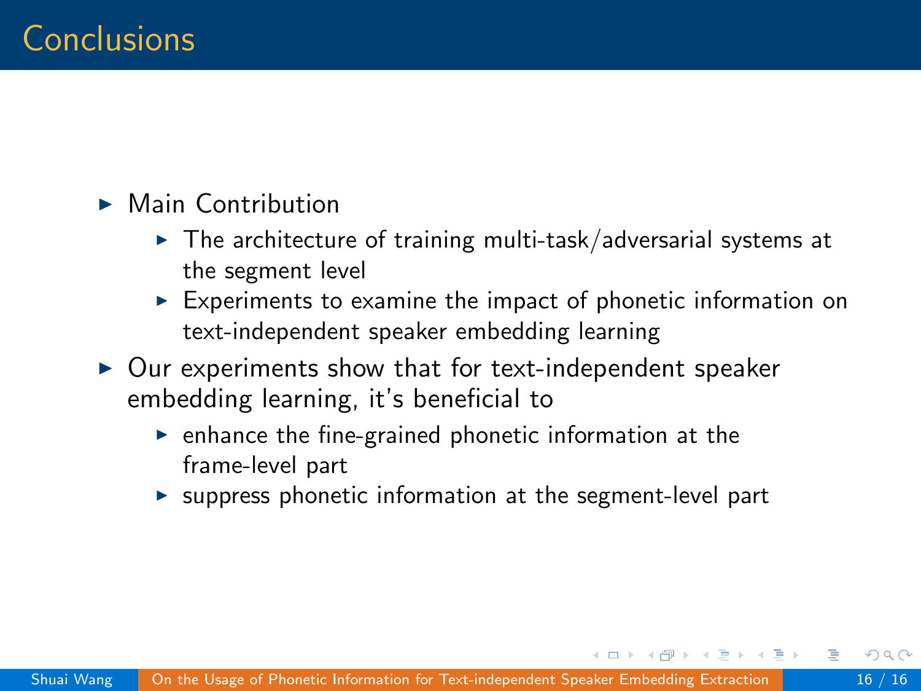# Conclusions

- Main Contribution
  - The architecture of training multi-task/adversarial systems at the segment level
  - Experiments to examine the impact of phonetic information on text-independent speaker embedding learning
- Our experiments show that for text-independent speaker embedding learning, it's beneficial to
  - enhance the fine-grained phonetic information at the frame-level part
  - suppress phonetic information at the segment-level part